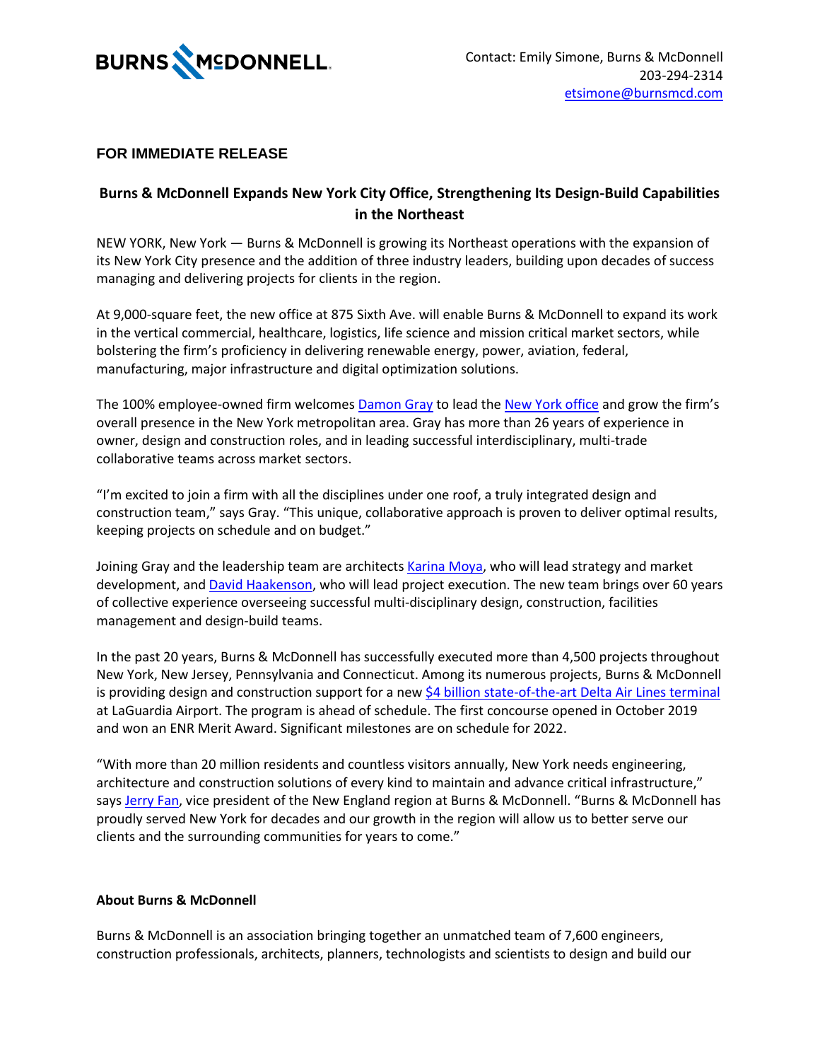BURNS & McDONNELL

Contact: Emily Simone, Burns & McDonnell
203-294-2314
etsimone@burnsmcd.com

**FOR IMMEDIATE RELEASE**

## Burns & McDonnell Expands New York City Office, Strengthening Its Design-Build Capabilities in the Northeast

NEW YORK, New York — Burns & McDonnell is growing its Northeast operations with the expansion of its New York City presence and the addition of three industry leaders, building upon decades of success managing and delivering projects for clients in the region.

At 9,000-square feet, the new office at 875 Sixth Ave. will enable Burns & McDonnell to expand its work in the vertical commercial, healthcare, logistics, life science and mission critical market sectors, while bolstering the firm's proficiency in delivering renewable energy, power, aviation, federal, manufacturing, major infrastructure and digital optimization solutions.

The 100% employee-owned firm welcomes Damon Gray to lead the New York office and grow the firm's overall presence in the New York metropolitan area. Gray has more than 26 years of experience in owner, design and construction roles, and in leading successful interdisciplinary, multi-trade collaborative teams across market sectors.

"I'm excited to join a firm with all the disciplines under one roof, a truly integrated design and construction team," says Gray. "This unique, collaborative approach is proven to deliver optimal results, keeping projects on schedule and on budget."

Joining Gray and the leadership team are architects Karina Moya, who will lead strategy and market development, and David Haakenson, who will lead project execution. The new team brings over 60 years of collective experience overseeing successful multi-disciplinary design, construction, facilities management and design-build teams.

In the past 20 years, Burns & McDonnell has successfully executed more than 4,500 projects throughout New York, New Jersey, Pennsylvania and Connecticut. Among its numerous projects, Burns & McDonnell is providing design and construction support for a new $4 billion state-of-the-art Delta Air Lines terminal at LaGuardia Airport. The program is ahead of schedule. The first concourse opened in October 2019 and won an ENR Merit Award. Significant milestones are on schedule for 2022.

"With more than 20 million residents and countless visitors annually, New York needs engineering, architecture and construction solutions of every kind to maintain and advance critical infrastructure," says Jerry Fan, vice president of the New England region at Burns & McDonnell. "Burns & McDonnell has proudly served New York for decades and our growth in the region will allow us to better serve our clients and the surrounding communities for years to come."

**About Burns & McDonnell**

Burns & McDonnell is an association bringing together an unmatched team of 7,600 engineers, construction professionals, architects, planners, technologists and scientists to design and build our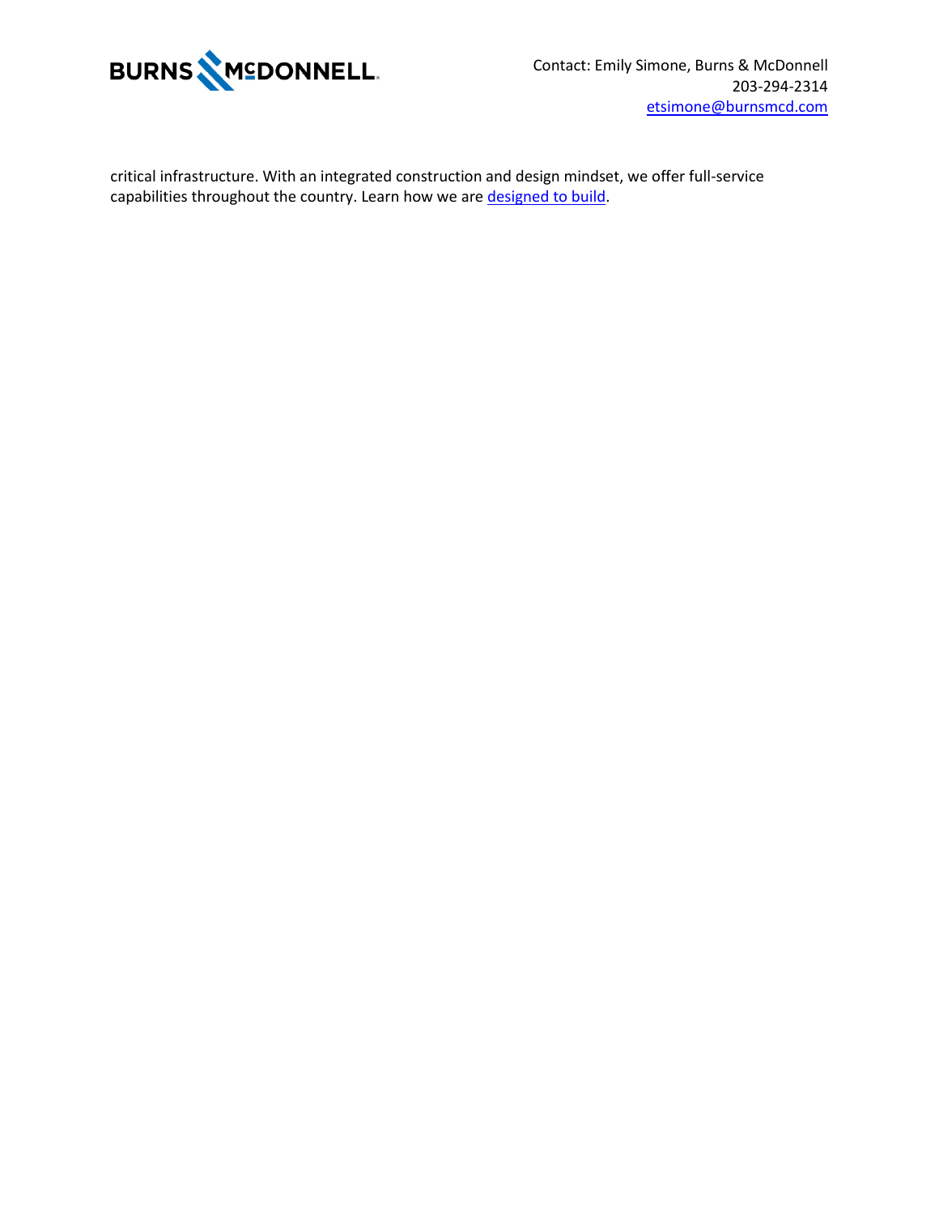critical infrastructure. With an integrated construction and design mindset, we offer full-service capabilities throughout the country. Learn how we are designed to build.